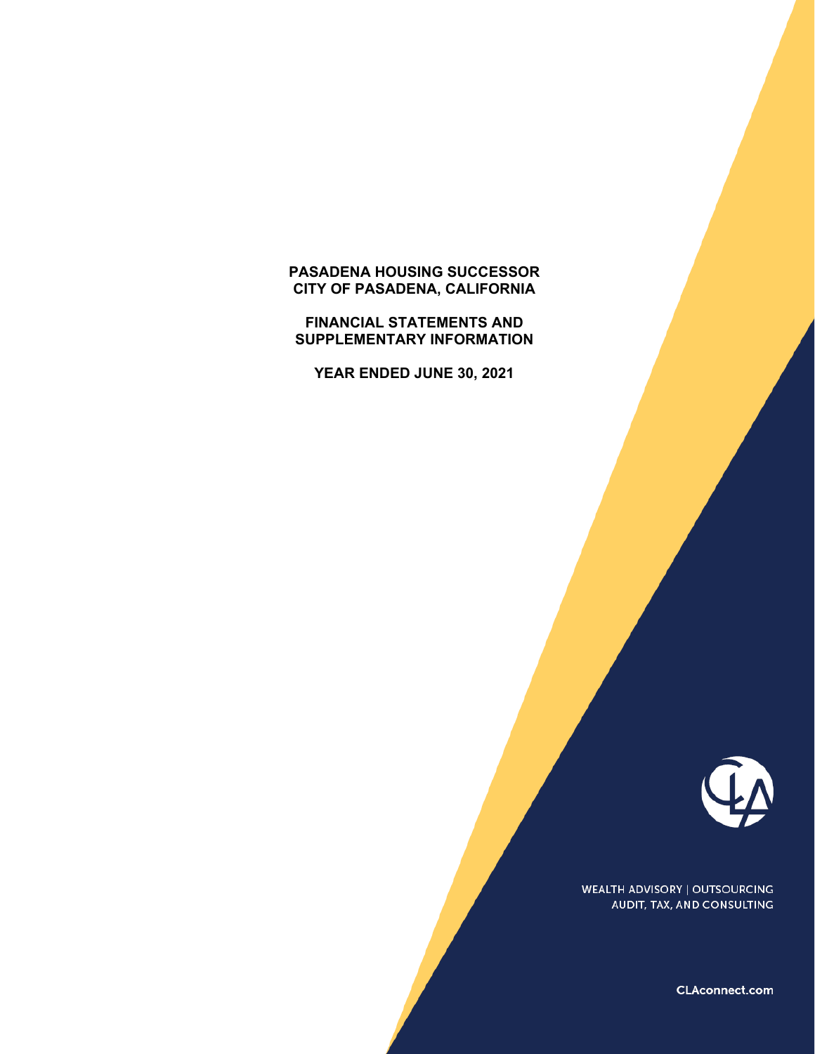# PASADENA HOUSING SUCCESSOR
# CITY OF PASADENA, CALIFORNIA

## FINANCIAL STATEMENTS AND SUPPLEMENTARY INFORMATION

## YEAR ENDED JUNE 30, 2021

WEALTH ADVISORY | OUTSOURCING
AUDIT, TAX, AND CONSULTING

CLAconnect.com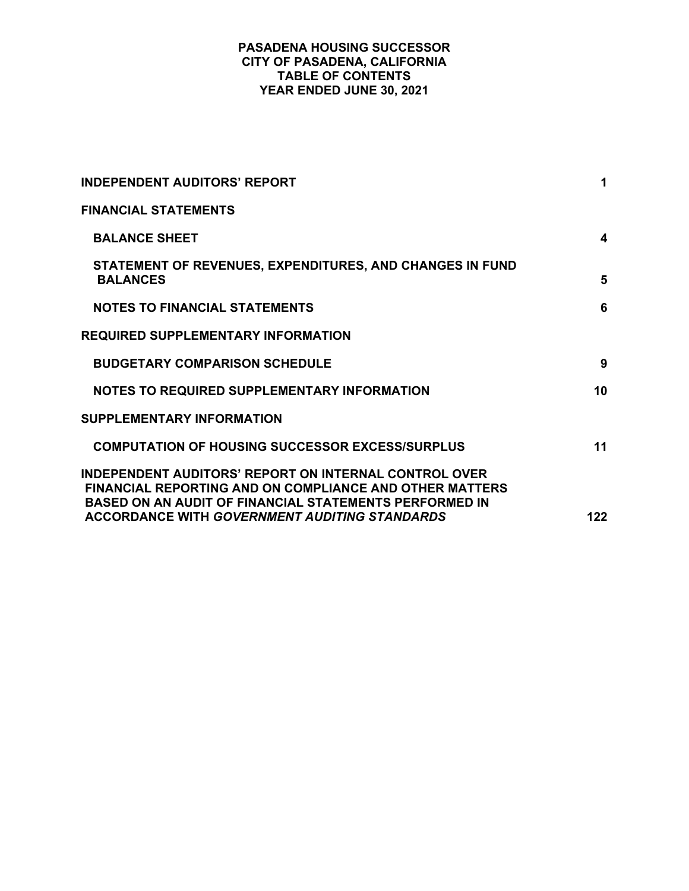# PASADENA HOUSING SUCCESSOR
## CITY OF PASADENA, CALIFORNIA
## TABLE OF CONTENTS
## YEAR ENDED JUNE 30, 2021

| | |
|---|---|
| **INDEPENDENT AUDITORS' REPORT** | **1** |
| **FINANCIAL STATEMENTS** | |
| **BALANCE SHEET** | **4** |
| **STATEMENT OF REVENUES, EXPENDITURES, AND CHANGES IN FUND BALANCES** | **5** |
| **NOTES TO FINANCIAL STATEMENTS** | **6** |
| **REQUIRED SUPPLEMENTARY INFORMATION** | |
| **BUDGETARY COMPARISON SCHEDULE** | **9** |
| **NOTES TO REQUIRED SUPPLEMENTARY INFORMATION** | **10** |
| **SUPPLEMENTARY INFORMATION** | |
| **COMPUTATION OF HOUSING SUCCESSOR EXCESS/SURPLUS** | **11** |
| **INDEPENDENT AUDITORS' REPORT ON INTERNAL CONTROL OVER FINANCIAL REPORTING AND ON COMPLIANCE AND OTHER MATTERS BASED ON AN AUDIT OF FINANCIAL STATEMENTS PERFORMED IN ACCORDANCE WITH *GOVERNMENT AUDITING STANDARDS*** | **122** |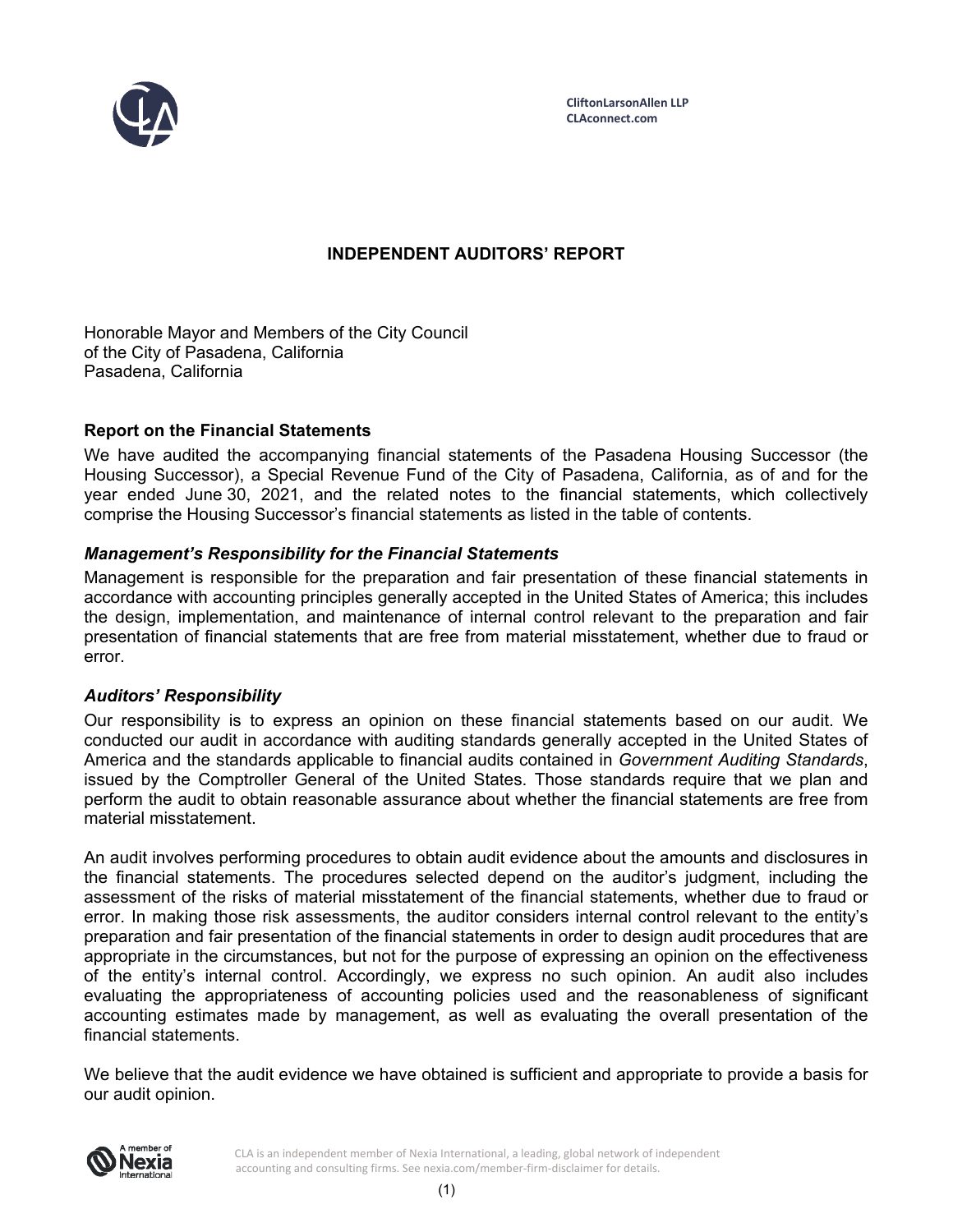CliftonLarsonAllen LLP
CLAconnect.com

# INDEPENDENT AUDITORS' REPORT

Honorable Mayor and Members of the City Council
of the City of Pasadena, California
Pasadena, California

### Report on the Financial Statements

We have audited the accompanying financial statements of the Pasadena Housing Successor (the Housing Successor), a Special Revenue Fund of the City of Pasadena, California, as of and for the year ended June 30, 2021, and the related notes to the financial statements, which collectively comprise the Housing Successor's financial statements as listed in the table of contents.

### *Management's Responsibility for the Financial Statements*

Management is responsible for the preparation and fair presentation of these financial statements in accordance with accounting principles generally accepted in the United States of America; this includes the design, implementation, and maintenance of internal control relevant to the preparation and fair presentation of financial statements that are free from material misstatement, whether due to fraud or error.

### *Auditors' Responsibility*

Our responsibility is to express an opinion on these financial statements based on our audit. We conducted our audit in accordance with auditing standards generally accepted in the United States of America and the standards applicable to financial audits contained in *Government Auditing Standards*, issued by the Comptroller General of the United States. Those standards require that we plan and perform the audit to obtain reasonable assurance about whether the financial statements are free from material misstatement.

An audit involves performing procedures to obtain audit evidence about the amounts and disclosures in the financial statements. The procedures selected depend on the auditor's judgment, including the assessment of the risks of material misstatement of the financial statements, whether due to fraud or error. In making those risk assessments, the auditor considers internal control relevant to the entity's preparation and fair presentation of the financial statements in order to design audit procedures that are appropriate in the circumstances, but not for the purpose of expressing an opinion on the effectiveness of the entity's internal control. Accordingly, we express no such opinion. An audit also includes evaluating the appropriateness of accounting policies used and the reasonableness of significant accounting estimates made by management, as well as evaluating the overall presentation of the financial statements.

We believe that the audit evidence we have obtained is sufficient and appropriate to provide a basis for our audit opinion.

CLA is an independent member of Nexia International, a leading, global network of independent accounting and consulting firms. See nexia.com/member-firm-disclaimer for details.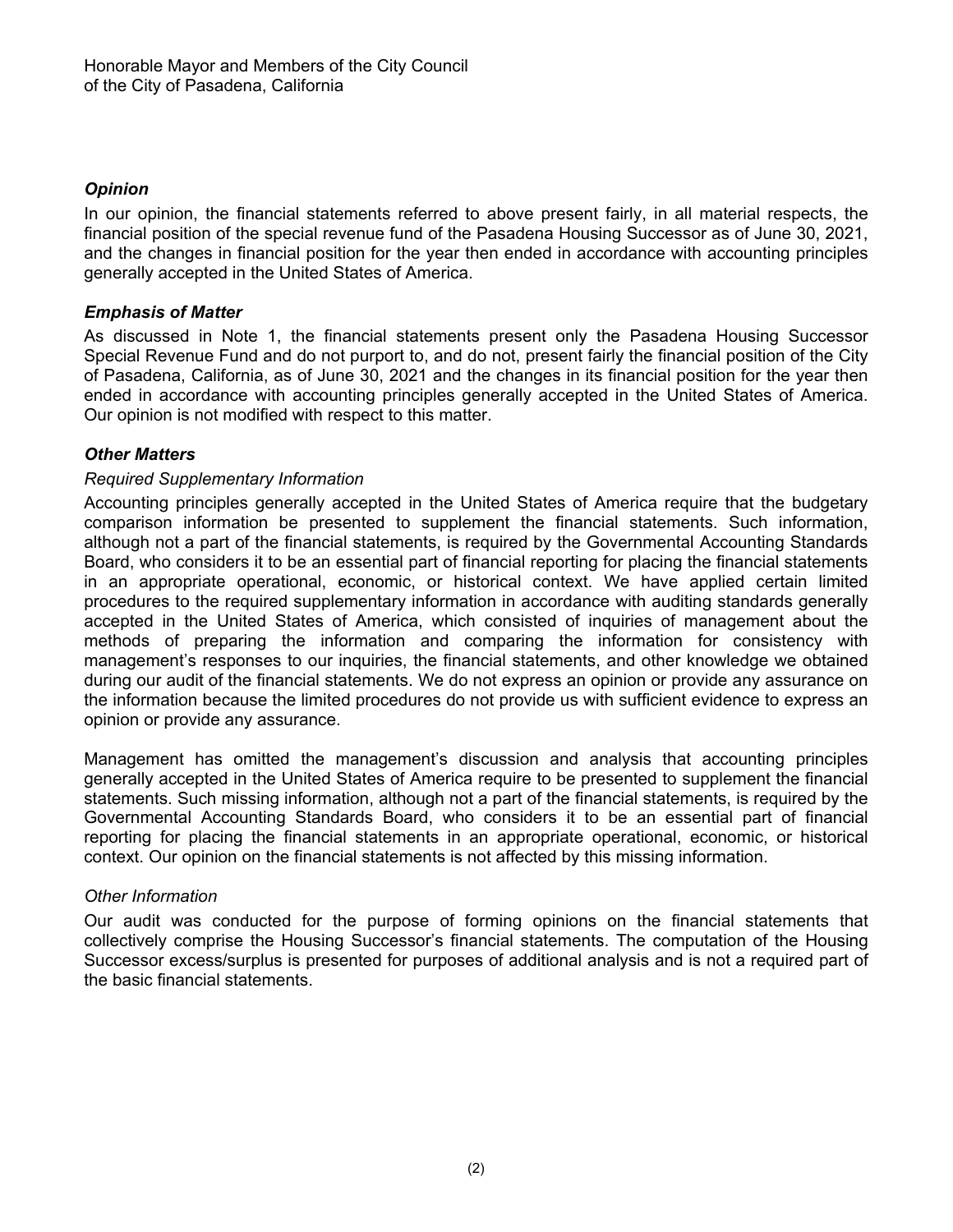Honorable Mayor and Members of the City Council
of the City of Pasadena, California

### *Opinion*

In our opinion, the financial statements referred to above present fairly, in all material respects, the financial position of the special revenue fund of the Pasadena Housing Successor as of June 30, 2021, and the changes in financial position for the year then ended in accordance with accounting principles generally accepted in the United States of America.

### *Emphasis of Matter*

As discussed in Note 1, the financial statements present only the Pasadena Housing Successor Special Revenue Fund and do not purport to, and do not, present fairly the financial position of the City of Pasadena, California, as of June 30, 2021 and the changes in its financial position for the year then ended in accordance with accounting principles generally accepted in the United States of America. Our opinion is not modified with respect to this matter.

### *Other Matters*

#### *Required Supplementary Information*

Accounting principles generally accepted in the United States of America require that the budgetary comparison information be presented to supplement the financial statements. Such information, although not a part of the financial statements, is required by the Governmental Accounting Standards Board, who considers it to be an essential part of financial reporting for placing the financial statements in an appropriate operational, economic, or historical context. We have applied certain limited procedures to the required supplementary information in accordance with auditing standards generally accepted in the United States of America, which consisted of inquiries of management about the methods of preparing the information and comparing the information for consistency with management's responses to our inquiries, the financial statements, and other knowledge we obtained during our audit of the financial statements. We do not express an opinion or provide any assurance on the information because the limited procedures do not provide us with sufficient evidence to express an opinion or provide any assurance.

Management has omitted the management's discussion and analysis that accounting principles generally accepted in the United States of America require to be presented to supplement the financial statements. Such missing information, although not a part of the financial statements, is required by the Governmental Accounting Standards Board, who considers it to be an essential part of financial reporting for placing the financial statements in an appropriate operational, economic, or historical context. Our opinion on the financial statements is not affected by this missing information.

#### *Other Information*

Our audit was conducted for the purpose of forming opinions on the financial statements that collectively comprise the Housing Successor's financial statements. The computation of the Housing Successor excess/surplus is presented for purposes of additional analysis and is not a required part of the basic financial statements.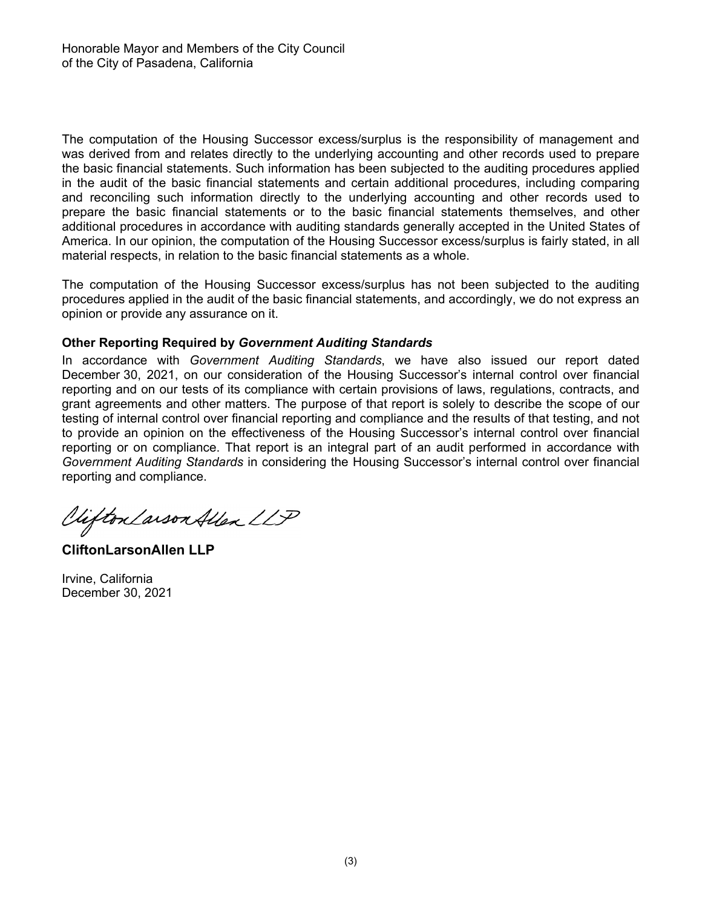Honorable Mayor and Members of the City Council
of the City of Pasadena, California

The computation of the Housing Successor excess/surplus is the responsibility of management and was derived from and relates directly to the underlying accounting and other records used to prepare the basic financial statements. Such information has been subjected to the auditing procedures applied in the audit of the basic financial statements and certain additional procedures, including comparing and reconciling such information directly to the underlying accounting and other records used to prepare the basic financial statements or to the basic financial statements themselves, and other additional procedures in accordance with auditing standards generally accepted in the United States of America. In our opinion, the computation of the Housing Successor excess/surplus is fairly stated, in all material respects, in relation to the basic financial statements as a whole.

The computation of the Housing Successor excess/surplus has not been subjected to the auditing procedures applied in the audit of the basic financial statements, and accordingly, we do not express an opinion or provide any assurance on it.

**Other Reporting Required by *Government Auditing Standards***

In accordance with *Government Auditing Standards*, we have also issued our report dated December 30, 2021, on our consideration of the Housing Successor's internal control over financial reporting and on our tests of its compliance with certain provisions of laws, regulations, contracts, and grant agreements and other matters. The purpose of that report is solely to describe the scope of our testing of internal control over financial reporting and compliance and the results of that testing, and not to provide an opinion on the effectiveness of the Housing Successor's internal control over financial reporting or on compliance. That report is an integral part of an audit performed in accordance with *Government Auditing Standards* in considering the Housing Successor's internal control over financial reporting and compliance.

*CliftonLarsonAllen LLP*

**CliftonLarsonAllen LLP**

Irvine, California
December 30, 2021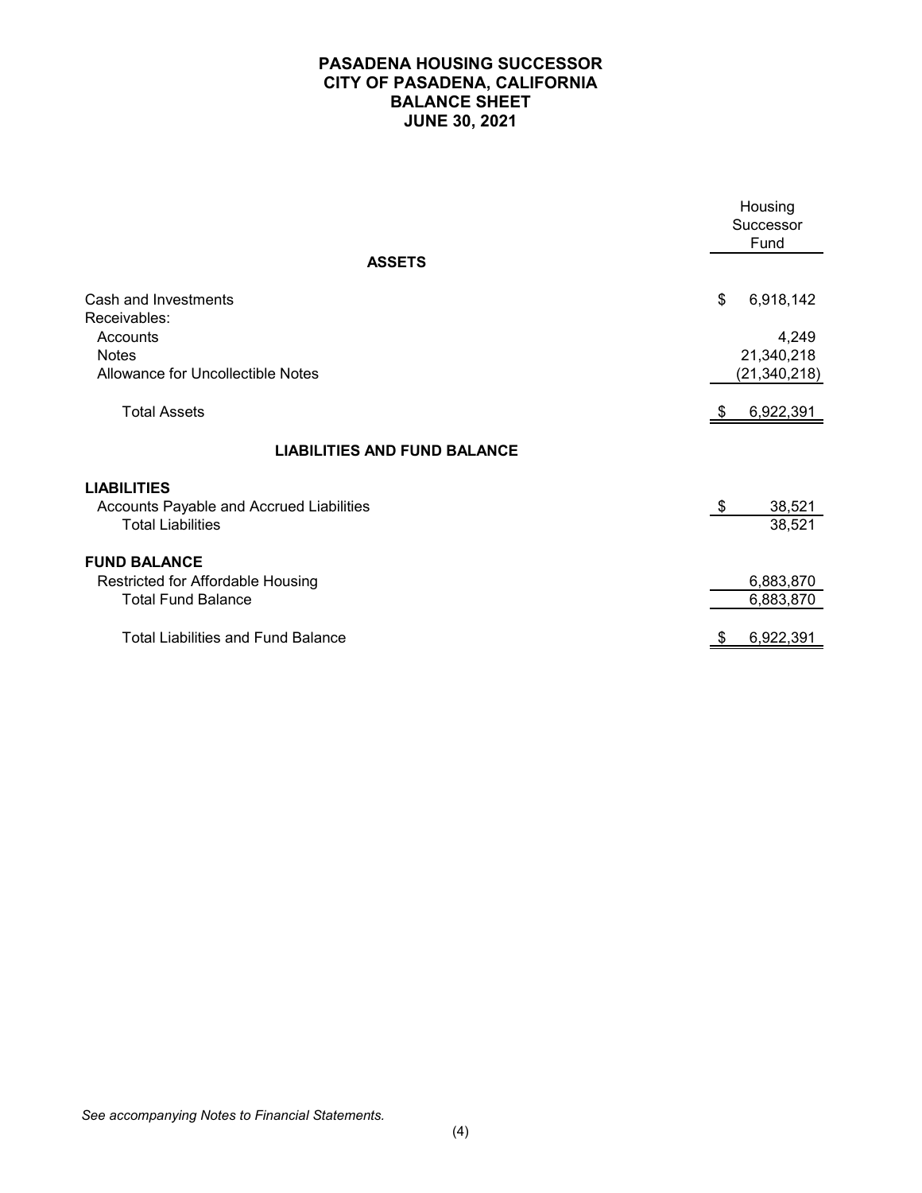# PASADENA HOUSING SUCCESSOR
# CITY OF PASADENA, CALIFORNIA
# BALANCE SHEET
# JUNE 30, 2021

| | Housing Successor Fund |
|---|---|
| **ASSETS** | |
| Cash and Investments | $ 6,918,142 |
| Receivables: | |
| Accounts | 4,249 |
| Notes | 21,340,218 |
| Allowance for Uncollectible Notes | (21,340,218) |
| Total Assets | $ 6,922,391 |
| **LIABILITIES AND FUND BALANCE** | |
| **LIABILITIES** | |
| Accounts Payable and Accrued Liabilities | $ 38,521 |
| Total Liabilities | 38,521 |
| **FUND BALANCE** | |
| Restricted for Affordable Housing | 6,883,870 |
| Total Fund Balance | 6,883,870 |
| Total Liabilities and Fund Balance | $ 6,922,391 |

*See accompanying Notes to Financial Statements.*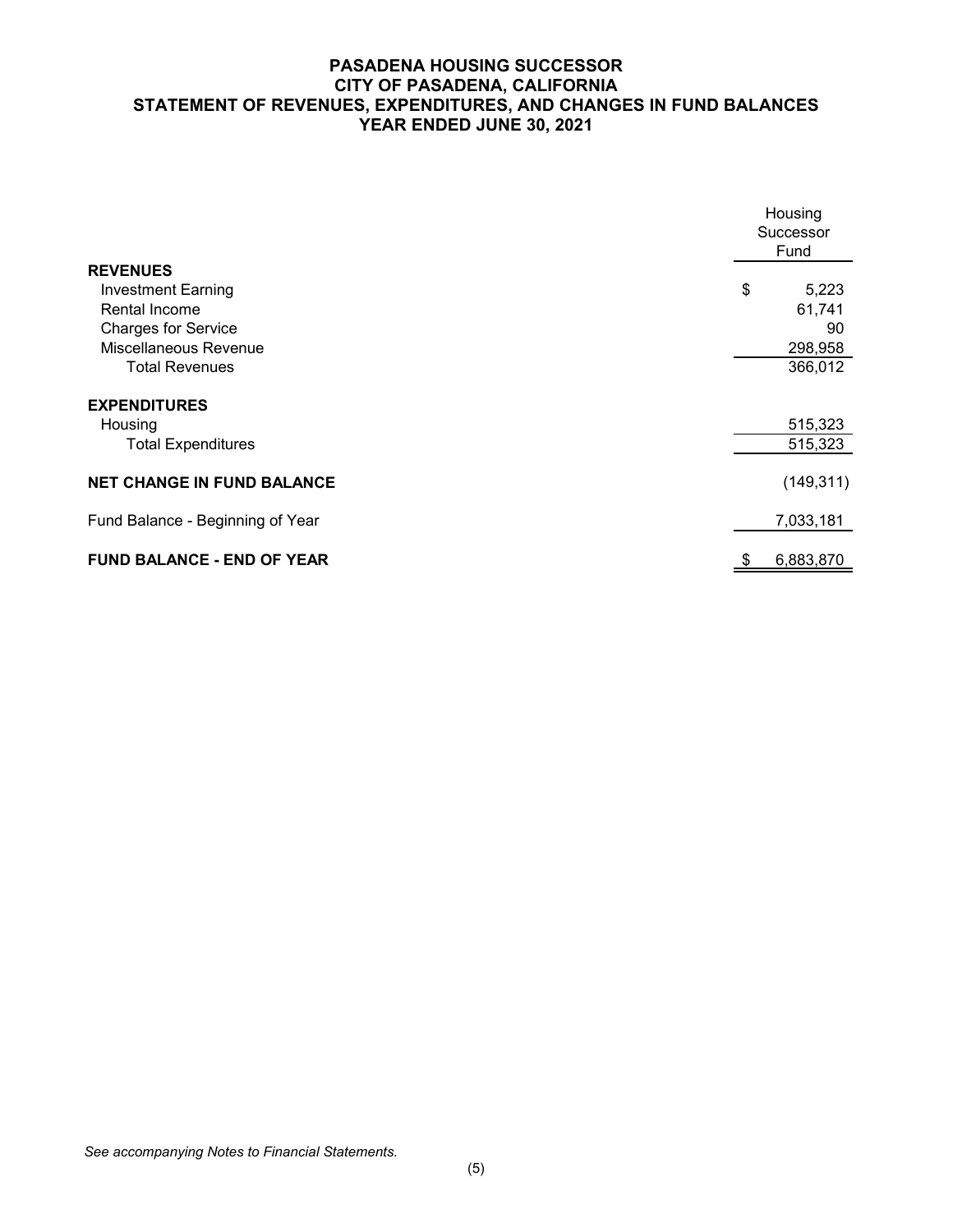# PASADENA HOUSING SUCCESSOR
## CITY OF PASADENA, CALIFORNIA
## STATEMENT OF REVENUES, EXPENDITURES, AND CHANGES IN FUND BALANCES
## YEAR ENDED JUNE 30, 2021

| | Housing Successor Fund |
|---|---|
| **REVENUES** | |
| Investment Earning | $ 5,223 |
| Rental Income | 61,741 |
| Charges for Service | 90 |
| Miscellaneous Revenue | 298,958 |
| Total Revenues | 366,012 |
| **EXPENDITURES** | |
| Housing | 515,323 |
| Total Expenditures | 515,323 |
| **NET CHANGE IN FUND BALANCE** | (149,311) |
| Fund Balance - Beginning of Year | 7,033,181 |
| **FUND BALANCE - END OF YEAR** | $ 6,883,870 |

*See accompanying Notes to Financial Statements.*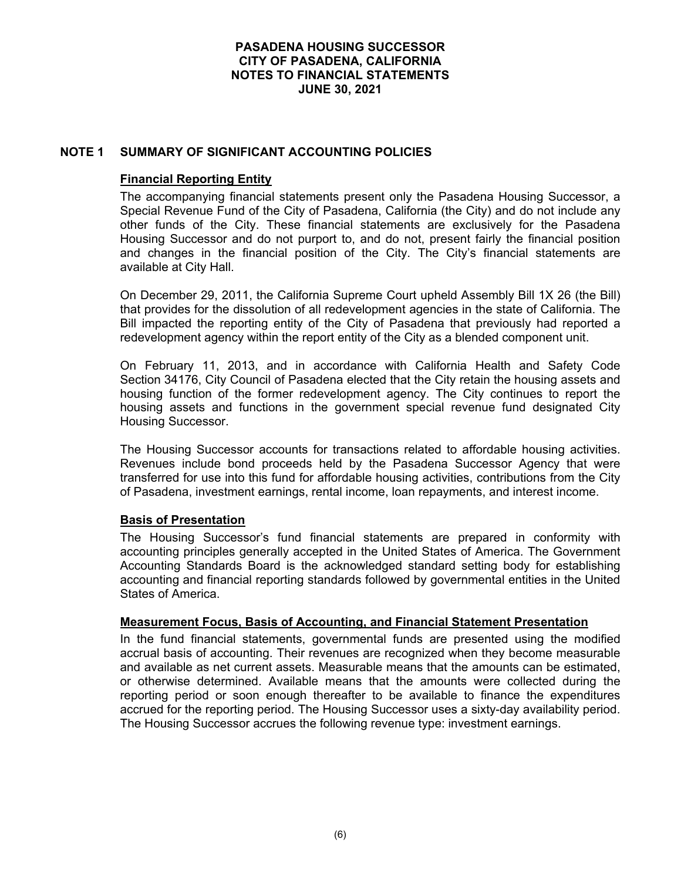# PASADENA HOUSING SUCCESSOR
# CITY OF PASADENA, CALIFORNIA
# NOTES TO FINANCIAL STATEMENTS
# JUNE 30, 2021

## NOTE 1 SUMMARY OF SIGNIFICANT ACCOUNTING POLICIES

### Financial Reporting Entity

The accompanying financial statements present only the Pasadena Housing Successor, a Special Revenue Fund of the City of Pasadena, California (the City) and do not include any other funds of the City. These financial statements are exclusively for the Pasadena Housing Successor and do not purport to, and do not, present fairly the financial position and changes in the financial position of the City. The City's financial statements are available at City Hall.

On December 29, 2011, the California Supreme Court upheld Assembly Bill 1X 26 (the Bill) that provides for the dissolution of all redevelopment agencies in the state of California. The Bill impacted the reporting entity of the City of Pasadena that previously had reported a redevelopment agency within the report entity of the City as a blended component unit.

On February 11, 2013, and in accordance with California Health and Safety Code Section 34176, City Council of Pasadena elected that the City retain the housing assets and housing function of the former redevelopment agency. The City continues to report the housing assets and functions in the government special revenue fund designated City Housing Successor.

The Housing Successor accounts for transactions related to affordable housing activities. Revenues include bond proceeds held by the Pasadena Successor Agency that were transferred for use into this fund for affordable housing activities, contributions from the City of Pasadena, investment earnings, rental income, loan repayments, and interest income.

### Basis of Presentation

The Housing Successor's fund financial statements are prepared in conformity with accounting principles generally accepted in the United States of America. The Government Accounting Standards Board is the acknowledged standard setting body for establishing accounting and financial reporting standards followed by governmental entities in the United States of America.

### Measurement Focus, Basis of Accounting, and Financial Statement Presentation

In the fund financial statements, governmental funds are presented using the modified accrual basis of accounting. Their revenues are recognized when they become measurable and available as net current assets. Measurable means that the amounts can be estimated, or otherwise determined. Available means that the amounts were collected during the reporting period or soon enough thereafter to be available to finance the expenditures accrued for the reporting period. The Housing Successor uses a sixty-day availability period. The Housing Successor accrues the following revenue type: investment earnings.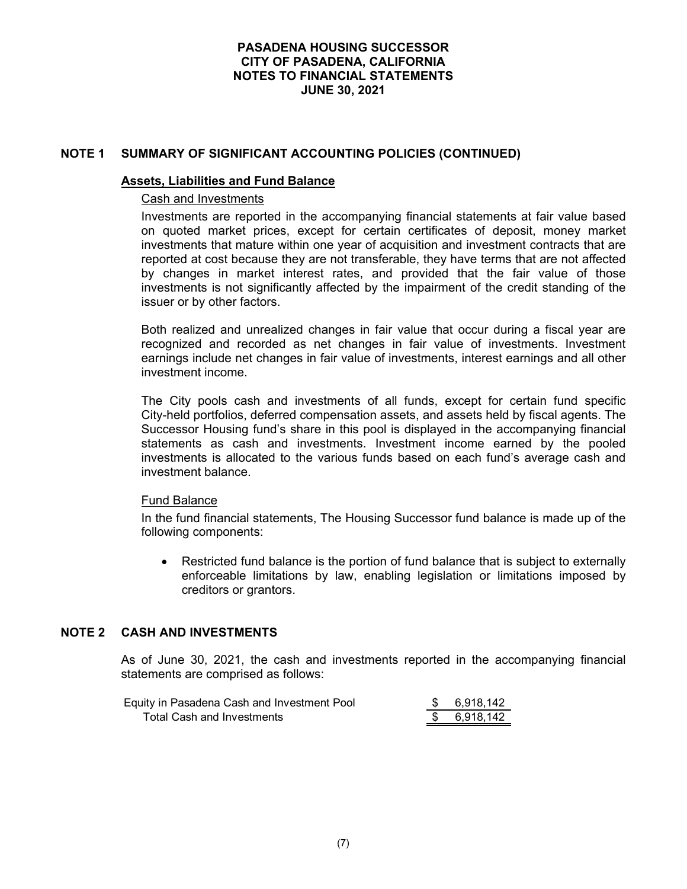## NOTE 1 SUMMARY OF SIGNIFICANT ACCOUNTING POLICIES (CONTINUED)

### Assets, Liabilities and Fund Balance

Cash and Investments

Investments are reported in the accompanying financial statements at fair value based on quoted market prices, except for certain certificates of deposit, money market investments that mature within one year of acquisition and investment contracts that are reported at cost because they are not transferable, they have terms that are not affected by changes in market interest rates, and provided that the fair value of those investments is not significantly affected by the impairment of the credit standing of the issuer or by other factors.

Both realized and unrealized changes in fair value that occur during a fiscal year are recognized and recorded as net changes in fair value of investments. Investment earnings include net changes in fair value of investments, interest earnings and all other investment income.

The City pools cash and investments of all funds, except for certain fund specific City-held portfolios, deferred compensation assets, and assets held by fiscal agents. The Successor Housing fund's share in this pool is displayed in the accompanying financial statements as cash and investments. Investment income earned by the pooled investments is allocated to the various funds based on each fund's average cash and investment balance.

Fund Balance

In the fund financial statements, The Housing Successor fund balance is made up of the following components:

- Restricted fund balance is the portion of fund balance that is subject to externally enforceable limitations by law, enabling legislation or limitations imposed by creditors or grantors.

## NOTE 2 CASH AND INVESTMENTS

As of June 30, 2021, the cash and investments reported in the accompanying financial statements are comprised as follows:

| | |
|---|---|
| Equity in Pasadena Cash and Investment Pool | $ 6,918,142 |
| Total Cash and Investments | $ 6,918,142 |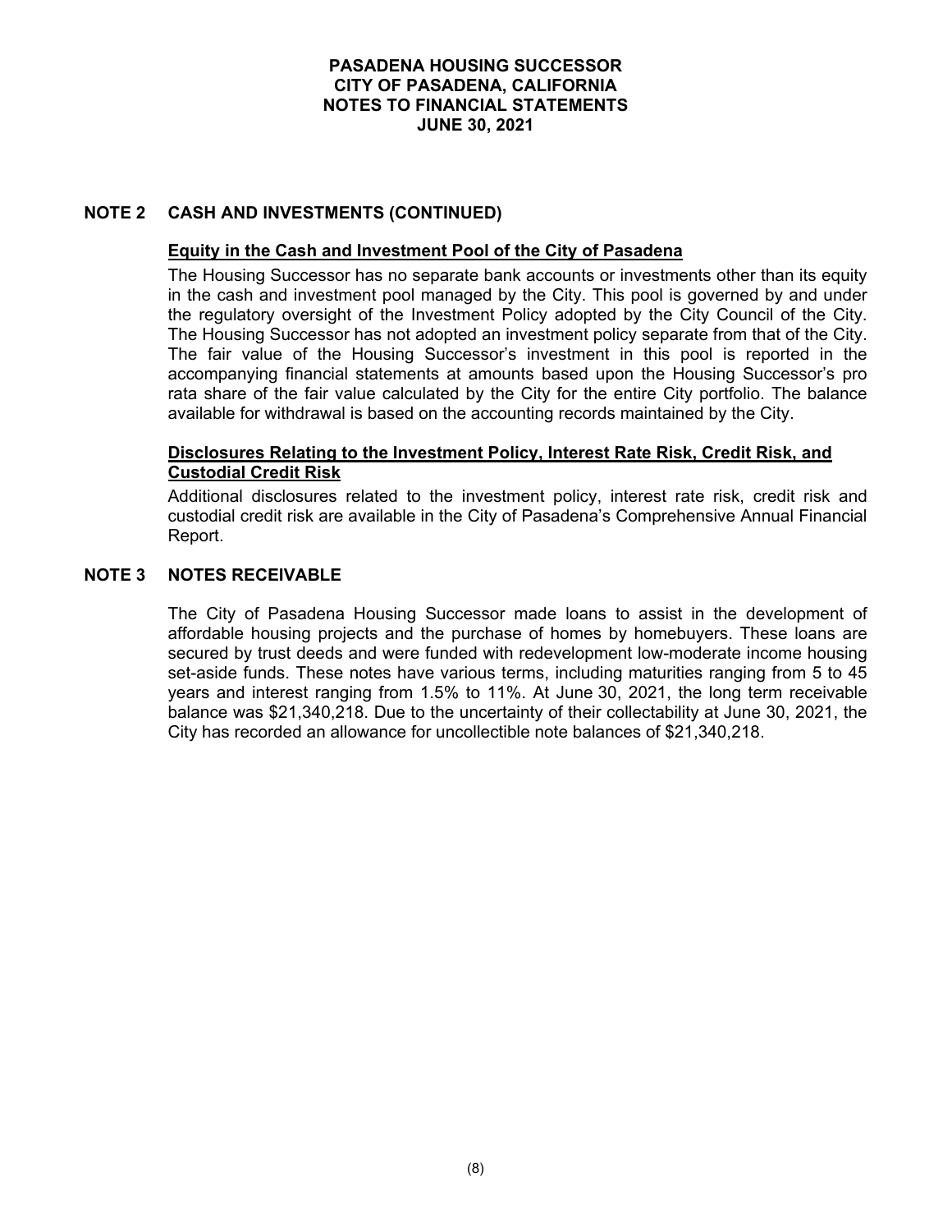## NOTE 2 CASH AND INVESTMENTS (CONTINUED)

### Equity in the Cash and Investment Pool of the City of Pasadena

The Housing Successor has no separate bank accounts or investments other than its equity in the cash and investment pool managed by the City. This pool is governed by and under the regulatory oversight of the Investment Policy adopted by the City Council of the City. The Housing Successor has not adopted an investment policy separate from that of the City. The fair value of the Housing Successor's investment in this pool is reported in the accompanying financial statements at amounts based upon the Housing Successor's pro rata share of the fair value calculated by the City for the entire City portfolio. The balance available for withdrawal is based on the accounting records maintained by the City.

### Disclosures Relating to the Investment Policy, Interest Rate Risk, Credit Risk, and Custodial Credit Risk

Additional disclosures related to the investment policy, interest rate risk, credit risk and custodial credit risk are available in the City of Pasadena's Comprehensive Annual Financial Report.

## NOTE 3 NOTES RECEIVABLE

The City of Pasadena Housing Successor made loans to assist in the development of affordable housing projects and the purchase of homes by homebuyers. These loans are secured by trust deeds and were funded with redevelopment low-moderate income housing set-aside funds. These notes have various terms, including maturities ranging from 5 to 45 years and interest ranging from 1.5% to 11%. At June 30, 2021, the long term receivable balance was $21,340,218. Due to the uncertainty of their collectability at June 30, 2021, the City has recorded an allowance for uncollectible note balances of $21,340,218.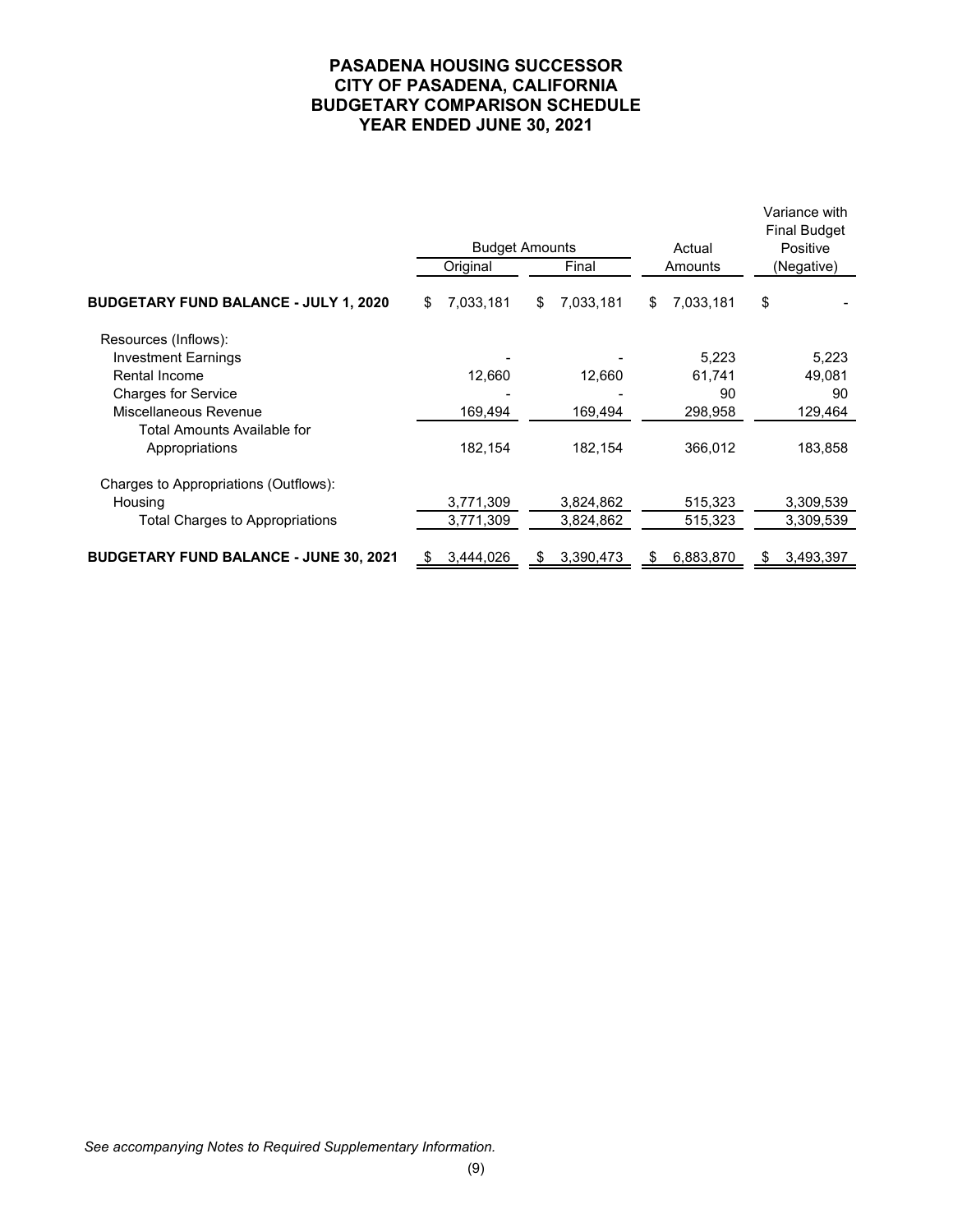# PASADENA HOUSING SUCCESSOR
# CITY OF PASADENA, CALIFORNIA
# BUDGETARY COMPARISON SCHEDULE
# YEAR ENDED JUNE 30, 2021

| | Budget Amounts | | Actual | Variance with Final Budget Positive |
|---|---|---|---|---|
| | Original | Final | Amounts | (Negative) |
| **BUDGETARY FUND BALANCE - JULY 1, 2020** | $ 7,033,181 | $ 7,033,181 | $ 7,033,181 | $ - |
| Resources (Inflows): | | | | |
| Investment Earnings | - | - | 5,223 | 5,223 |
| Rental Income | 12,660 | 12,660 | 61,741 | 49,081 |
| Charges for Service | - | - | 90 | 90 |
| Miscellaneous Revenue | 169,494 | 169,494 | 298,958 | 129,464 |
| Total Amounts Available for Appropriations | 182,154 | 182,154 | 366,012 | 183,858 |
| Charges to Appropriations (Outflows): | | | | |
| Housing | 3,771,309 | 3,824,862 | 515,323 | 3,309,539 |
| Total Charges to Appropriations | 3,771,309 | 3,824,862 | 515,323 | 3,309,539 |
| **BUDGETARY FUND BALANCE - JUNE 30, 2021** | $ 3,444,026 | $ 3,390,473 | $ 6,883,870 | $ 3,493,397 |

*See accompanying Notes to Required Supplementary Information.*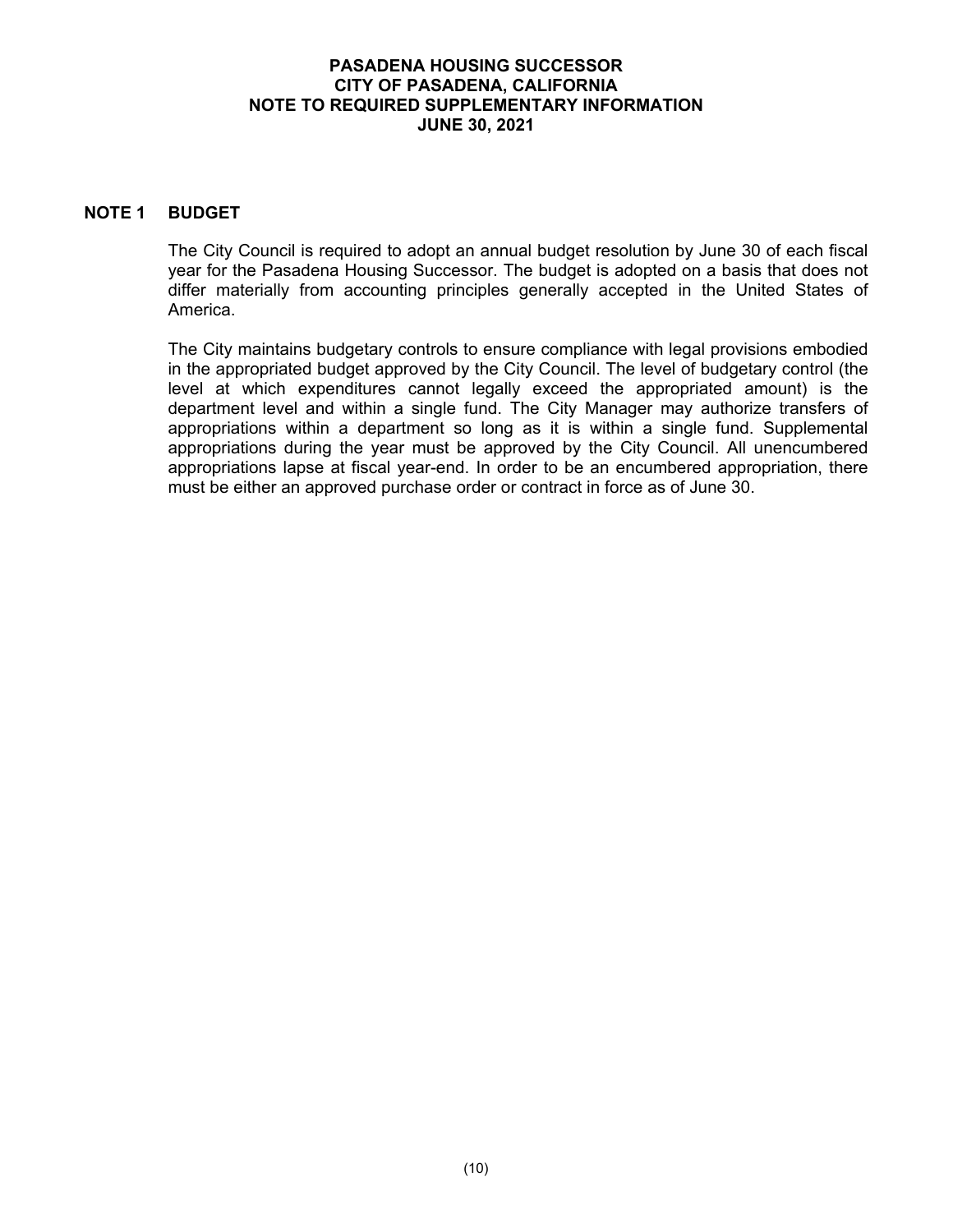# PASADENA HOUSING SUCCESSOR
# CITY OF PASADENA, CALIFORNIA
# NOTE TO REQUIRED SUPPLEMENTARY INFORMATION
# JUNE 30, 2021

## NOTE 1 BUDGET

The City Council is required to adopt an annual budget resolution by June 30 of each fiscal year for the Pasadena Housing Successor. The budget is adopted on a basis that does not differ materially from accounting principles generally accepted in the United States of America.

The City maintains budgetary controls to ensure compliance with legal provisions embodied in the appropriated budget approved by the City Council. The level of budgetary control (the level at which expenditures cannot legally exceed the appropriated amount) is the department level and within a single fund. The City Manager may authorize transfers of appropriations within a department so long as it is within a single fund. Supplemental appropriations during the year must be approved by the City Council. All unencumbered appropriations lapse at fiscal year-end. In order to be an encumbered appropriation, there must be either an approved purchase order or contract in force as of June 30.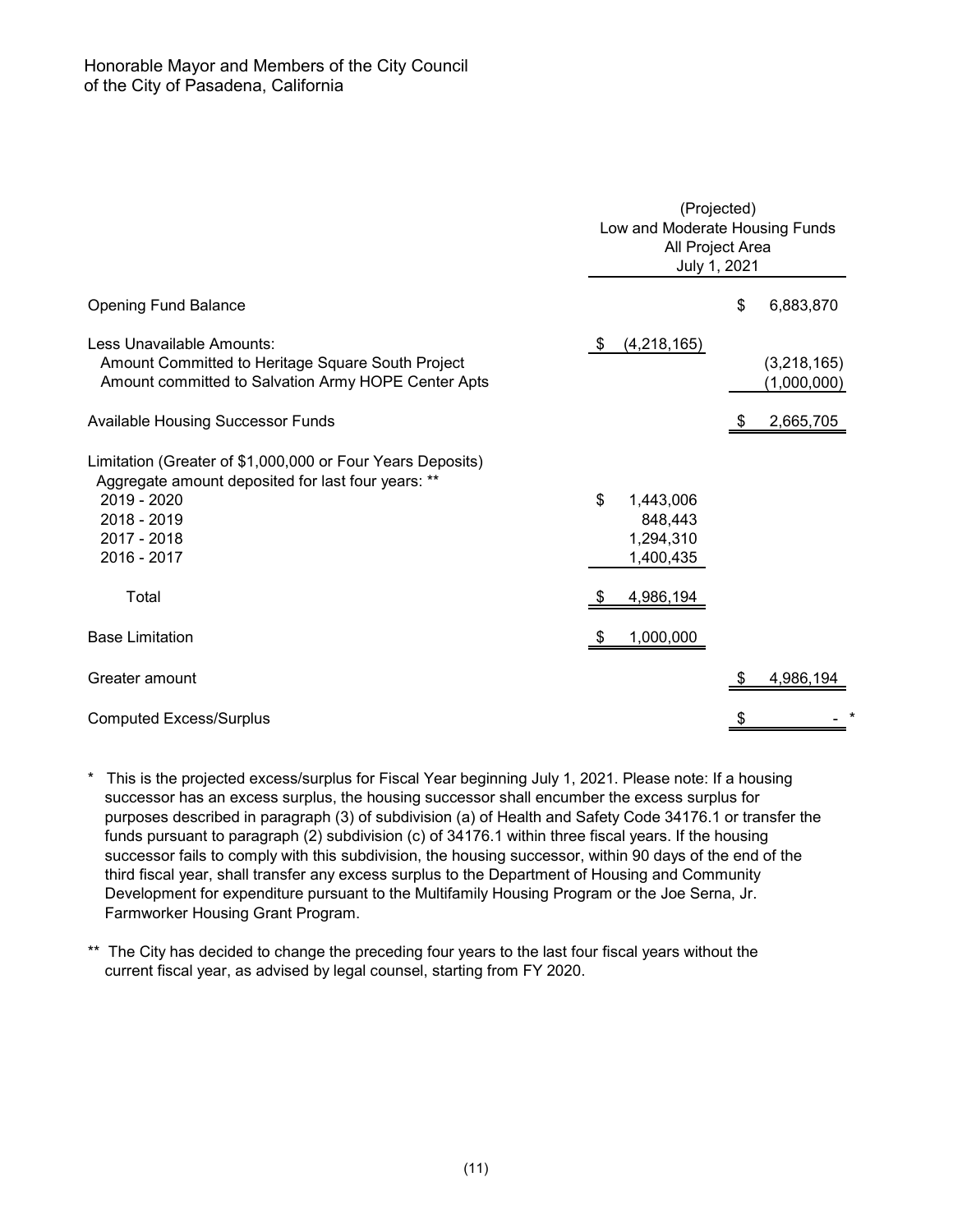Honorable Mayor and Members of the City Council
of the City of Pasadena, California

| | (Projected) Low and Moderate Housing Funds All Project Area July 1, 2021 | |
|---|---|---|
| Opening Fund Balance | | $ 6,883,870 |
| Less Unavailable Amounts: | $ (4,218,165) | |
| Amount Committed to Heritage Square South Project | | (3,218,165) |
| Amount committed to Salvation Army HOPE Center Apts | | (1,000,000) |
| Available Housing Successor Funds | | $ 2,665,705 |
| Limitation (Greater of $1,000,000 or Four Years Deposits) | | |
| Aggregate amount deposited for last four years: ** | | |
| 2019 - 2020 | $ 1,443,006 | |
| 2018 - 2019 | 848,443 | |
| 2017 - 2018 | 1,294,310 | |
| 2016 - 2017 | 1,400,435 | |
| Total | $ 4,986,194 | |
| Base Limitation | $ 1,000,000 | |
| Greater amount | | $ 4,986,194 |
| Computed Excess/Surplus | | $ - * |

\* This is the projected excess/surplus for Fiscal Year beginning July 1, 2021. Please note: If a housing successor has an excess surplus, the housing successor shall encumber the excess surplus for purposes described in paragraph (3) of subdivision (a) of Health and Safety Code 34176.1 or transfer the funds pursuant to paragraph (2) subdivision (c) of 34176.1 within three fiscal years. If the housing successor fails to comply with this subdivision, the housing successor, within 90 days of the end of the third fiscal year, shall transfer any excess surplus to the Department of Housing and Community Development for expenditure pursuant to the Multifamily Housing Program or the Joe Serna, Jr. Farmworker Housing Grant Program.

\** The City has decided to change the preceding four years to the last four fiscal years without the current fiscal year, as advised by legal counsel, starting from FY 2020.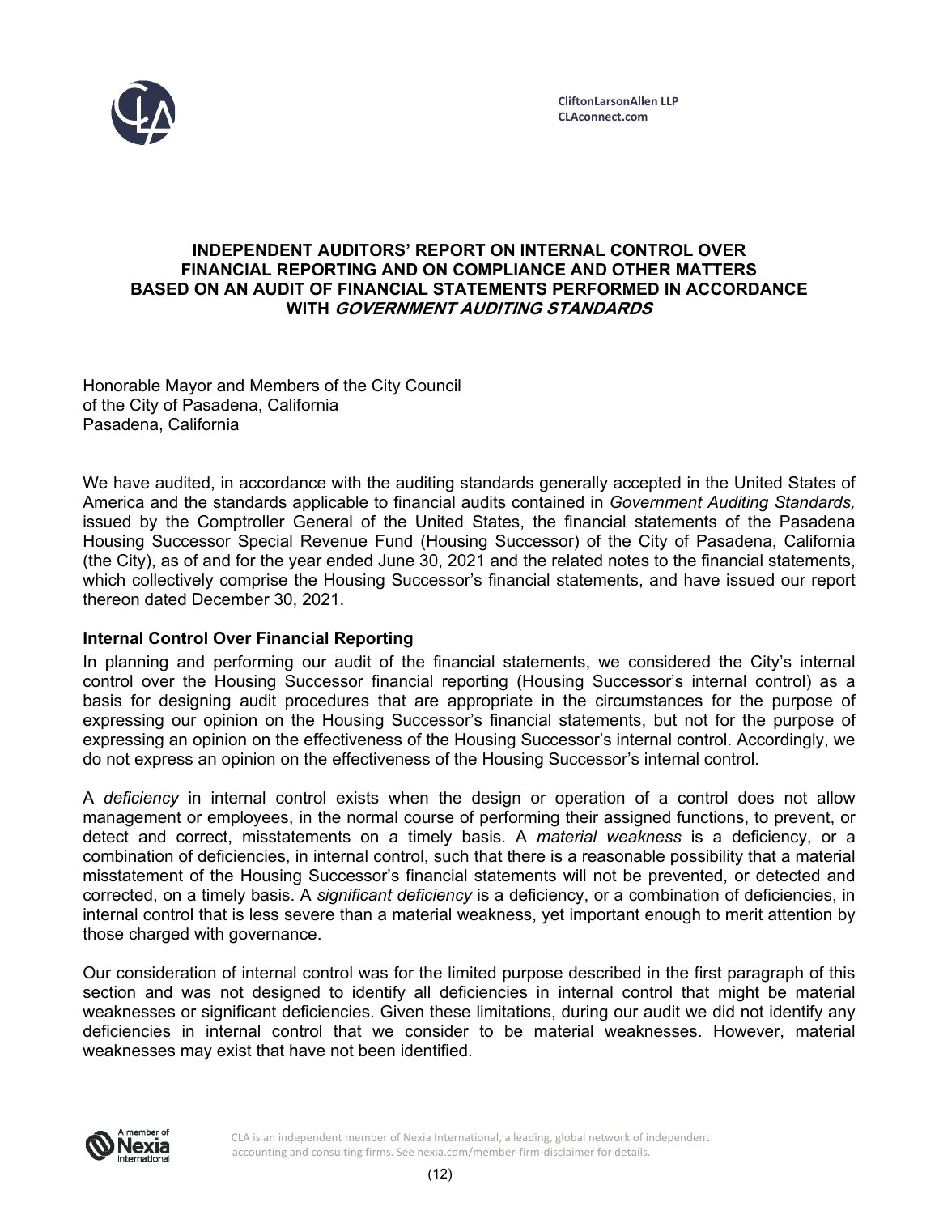CliftonLarsonAllen LLP
CLAconnect.com

# INDEPENDENT AUDITORS' REPORT ON INTERNAL CONTROL OVER FINANCIAL REPORTING AND ON COMPLIANCE AND OTHER MATTERS BASED ON AN AUDIT OF FINANCIAL STATEMENTS PERFORMED IN ACCORDANCE WITH *GOVERNMENT AUDITING STANDARDS*

Honorable Mayor and Members of the City Council
of the City of Pasadena, California
Pasadena, California

We have audited, in accordance with the auditing standards generally accepted in the United States of America and the standards applicable to financial audits contained in *Government Auditing Standards,* issued by the Comptroller General of the United States, the financial statements of the Pasadena Housing Successor Special Revenue Fund (Housing Successor) of the City of Pasadena, California (the City), as of and for the year ended June 30, 2021 and the related notes to the financial statements, which collectively comprise the Housing Successor's financial statements, and have issued our report thereon dated December 30, 2021.

**Internal Control Over Financial Reporting**

In planning and performing our audit of the financial statements, we considered the City's internal control over the Housing Successor financial reporting (Housing Successor's internal control) as a basis for designing audit procedures that are appropriate in the circumstances for the purpose of expressing our opinion on the Housing Successor's financial statements, but not for the purpose of expressing an opinion on the effectiveness of the Housing Successor's internal control. Accordingly, we do not express an opinion on the effectiveness of the Housing Successor's internal control.

A *deficiency* in internal control exists when the design or operation of a control does not allow management or employees, in the normal course of performing their assigned functions, to prevent, or detect and correct, misstatements on a timely basis. A *material weakness* is a deficiency, or a combination of deficiencies, in internal control, such that there is a reasonable possibility that a material misstatement of the Housing Successor's financial statements will not be prevented, or detected and corrected, on a timely basis. A *significant deficiency* is a deficiency, or a combination of deficiencies, in internal control that is less severe than a material weakness, yet important enough to merit attention by those charged with governance.

Our consideration of internal control was for the limited purpose described in the first paragraph of this section and was not designed to identify all deficiencies in internal control that might be material weaknesses or significant deficiencies. Given these limitations, during our audit we did not identify any deficiencies in internal control that we consider to be material weaknesses. However, material weaknesses may exist that have not been identified.

CLA is an independent member of Nexia International, a leading, global network of independent accounting and consulting firms. See nexia.com/member-firm-disclaimer for details.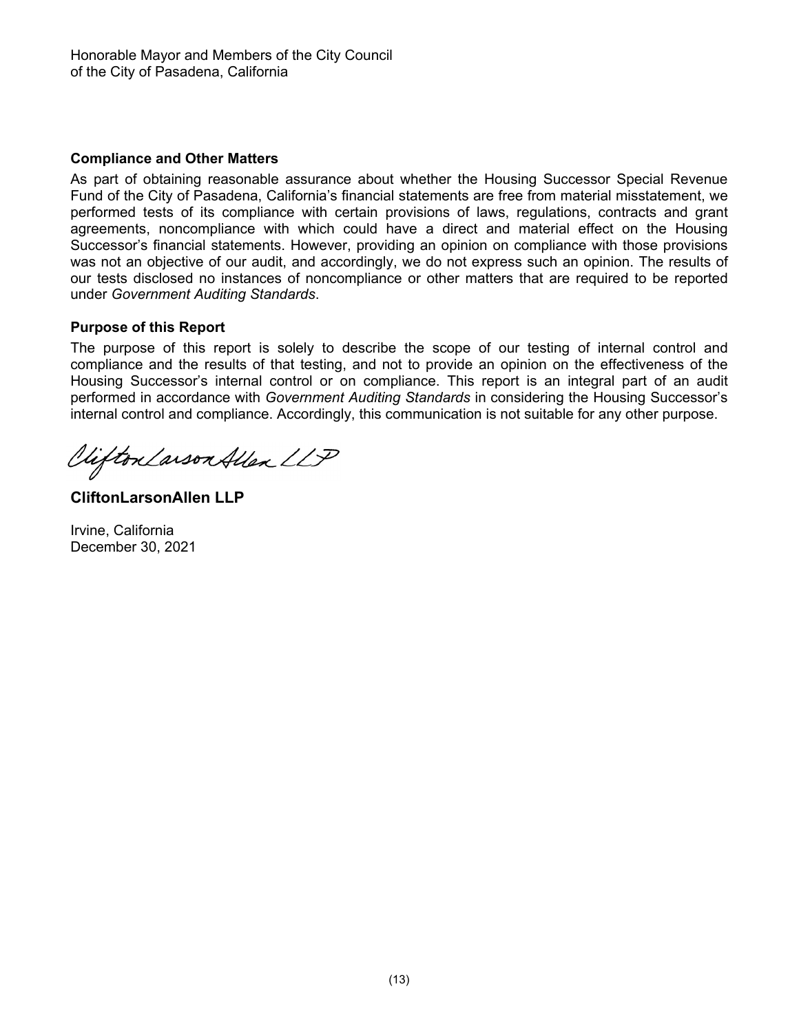Honorable Mayor and Members of the City Council
of the City of Pasadena, California

**Compliance and Other Matters**

As part of obtaining reasonable assurance about whether the Housing Successor Special Revenue Fund of the City of Pasadena, California's financial statements are free from material misstatement, we performed tests of its compliance with certain provisions of laws, regulations, contracts and grant agreements, noncompliance with which could have a direct and material effect on the Housing Successor's financial statements. However, providing an opinion on compliance with those provisions was not an objective of our audit, and accordingly, we do not express such an opinion. The results of our tests disclosed no instances of noncompliance or other matters that are required to be reported under *Government Auditing Standards*.

**Purpose of this Report**

The purpose of this report is solely to describe the scope of our testing of internal control and compliance and the results of that testing, and not to provide an opinion on the effectiveness of the Housing Successor's internal control or on compliance. This report is an integral part of an audit performed in accordance with *Government Auditing Standards* in considering the Housing Successor's internal control and compliance. Accordingly, this communication is not suitable for any other purpose.

CliftonLarsonAllen LLP

**CliftonLarsonAllen LLP**

Irvine, California
December 30, 2021